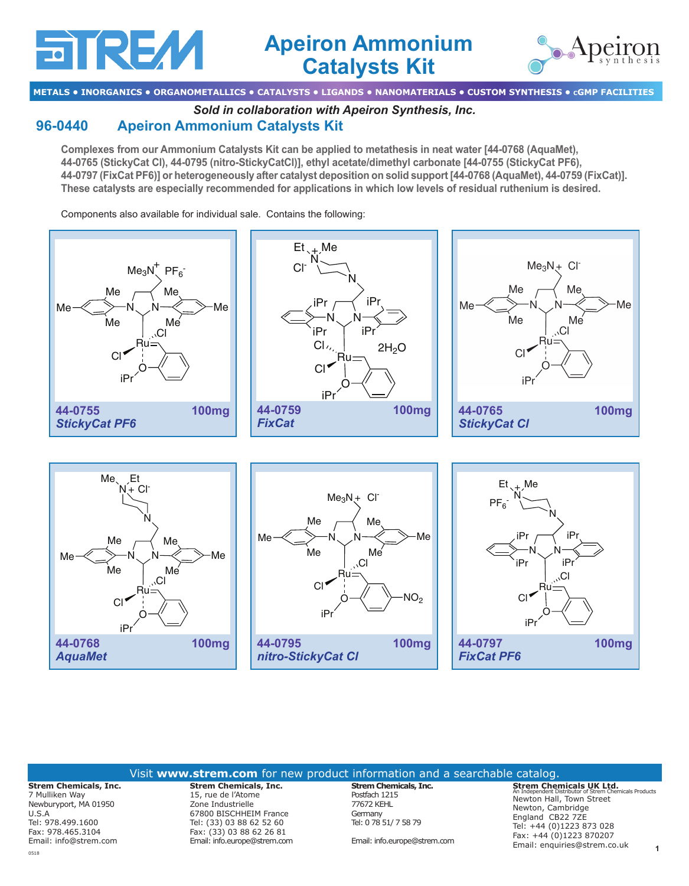# Apeiron Ammonium Catalysts Kit

METALS • INORGANICS • ORGANOMETALLICS • CATALYSTS • LIGANDS • NANOMATERIALS • CUSTOM SYNTHESIS • cGMP FACILITIES

*Sold in collaboration with Apeiron Synthesis, Inc.*

## 96-0440 Apeiron Ammonium Catalysts Kit

**Complexes from our Ammonium Catalysts Kit can be applied to metathesis in neat water [44-0768 (AquaMet), 44-0765 (StickyCat Cl), 44-0795 (nitro-StickyCatCl)], ethyl acetate/dimethyl carbonate [44-0755 (StickyCat PF6), 44-0797 (FixCat PF6)] or heterogeneously after catalyst deposition on solid support [44-0768 (AquaMet), 44-0759 (FixCat)]. These catalysts are especially recommended for applications in which low levels of residual ruthenium is desired.**

Components also available for individual sale. Contains the following:

| Catalog No. | Name | Amount |
|---|---|---|
| 44-0755 | *StickyCat PF6* | 100mg |
| 44-0759 | *FixCat* ($2H_2O$) | 100mg |
| 44-0765 | *StickyCat Cl* | 100mg |
| 44-0768 | *AquaMet* | 100mg |
| 44-0795 | *nitro-StickyCat Cl* | 100mg |
| 44-0797 | *FixCat PF6* | 100mg |

Visit **www.strem.com** for new product information and a searchable catalog.

**Strem Chemicals, Inc.**
7 Mulliken Way
Newburyport, MA 01950
U.S.A
Tel: 978.499.1600
Fax: 978.465.3104
Email: info@strem.com

**Strem Chemicals, Inc.**
15, rue de l'Atome
Zone Industrielle
67800 BISCHHEIM France
Tel: (33) 03 88 62 52 60
Fax: (33) 03 88 62 26 81
Email: info.europe@strem.com

**Strem Chemicals, Inc.**
Postfach 1215
77672 KEHL
Germany
Tel: 0 78 51/ 7 58 79
Email: info.europe@strem.com

**Strem Chemicals UK Ltd.**
An Independent Distributor of Strem Chemicals Products
Newton Hall, Town Street
Newton, Cambridge
England CB22 7ZE
Tel: +44 (0)1223 873 028
Fax: +44 (0)1223 870207
Email: enquiries@strem.co.uk

0518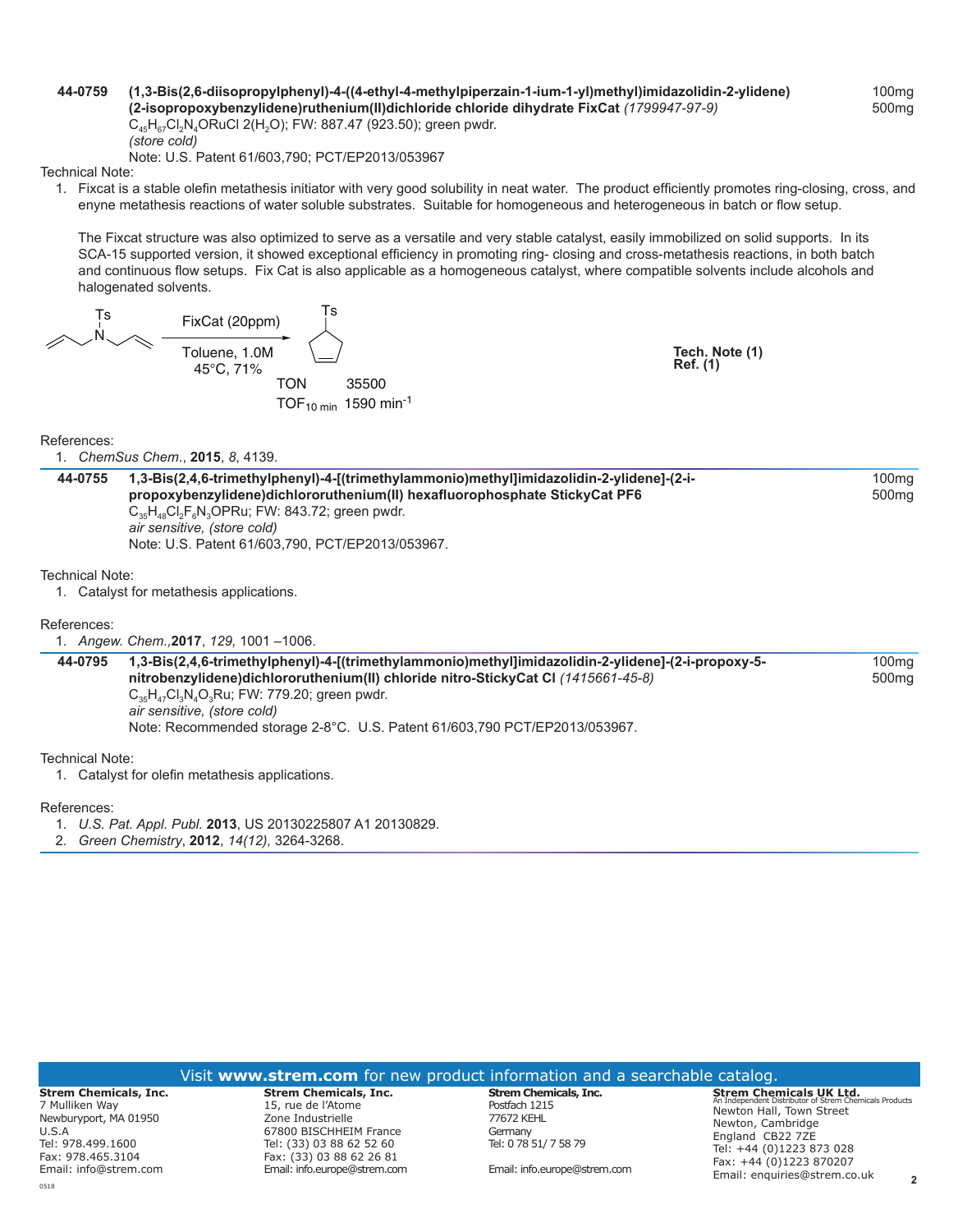**44-0759** **(1,3-Bis(2,6-diisopropylphenyl)-4-((4-ethyl-4-methylpiperzain-1-ium-1-yl)methyl)imidazolidin-2-ylidene) (2-isopropoxybenzylidene)ruthenium(II)dichloride chloride dihydrate FixCat** *(1799947-97-9)*

100mg
500mg

$C_{45}H_{67}Cl_2N_4ORuCl\ 2(H_2O)$; FW: 887.47 (923.50); green pwdr.
*(store cold)*
Note: U.S. Patent 61/603,790; PCT/EP2013/053967

Technical Note:

1. Fixcat is a stable olefin metathesis initiator with very good solubility in neat water. The product efficiently promotes ring-closing, cross, and enyne metathesis reactions of water soluble substrates. Suitable for homogeneous and heterogeneous in batch or flow setup.

   The Fixcat structure was also optimized to serve as a versatile and very stable catalyst, easily immobilized on solid supports. In its SCA-15 supported version, it showed exceptional efficiency in promoting ring- closing and cross-metathesis reactions, in both batch and continuous flow setups. Fix Cat is also applicable as a homogeneous catalyst, where compatible solvents include alcohols and halogenated solvents.

FixCat (20ppm)
Toluene, 1.0M
45°C, 71%

TON 35500
$TOF_{10\ min}$ 1590 $min^{-1}$

**Tech. Note (1)**
**Ref. (1)**

References:

1. *ChemSus Chem.*, **2015**, *8*, 4139.

---

**44-0755** **1,3-Bis(2,4,6-trimethylphenyl)-4-[(trimethylammonio)methyl]imidazolidin-2-ylidene]-(2-i-propoxybenzylidene)dichlororuthenium(II) hexafluorophosphate StickyCat PF6**

100mg
500mg

$C_{35}H_{48}Cl_2F_6N_3OPRu$; FW: 843.72; green pwdr.
*air sensitive, (store cold)*
Note: U.S. Patent 61/603,790, PCT/EP2013/053967.

Technical Note:

1. Catalyst for metathesis applications.

References:

1. *Angew. Chem.,***2017**, *129,* 1001 –1006.

---

**44-0795** **1,3-Bis(2,4,6-trimethylphenyl)-4-[(trimethylammonio)methyl]imidazolidin-2-ylidene]-(2-i-propoxy-5-nitrobenzylidene)dichlororuthenium(II) chloride nitro-StickyCat Cl** *(1415661-45-8)*

100mg
500mg

$C_{35}H_{47}Cl_3N_4O_3Ru$; FW: 779.20; green pwdr.
*air sensitive, (store cold)*
Note: Recommended storage 2-8°C. U.S. Patent 61/603,790 PCT/EP2013/053967.

Technical Note:

1. Catalyst for olefin metathesis applications.

References:

1. *U.S. Pat. Appl. Publ.* **2013**, US 20130225807 A1 20130829.
2. *Green Chemistry*, **2012**, *14(12),* 3264-3268.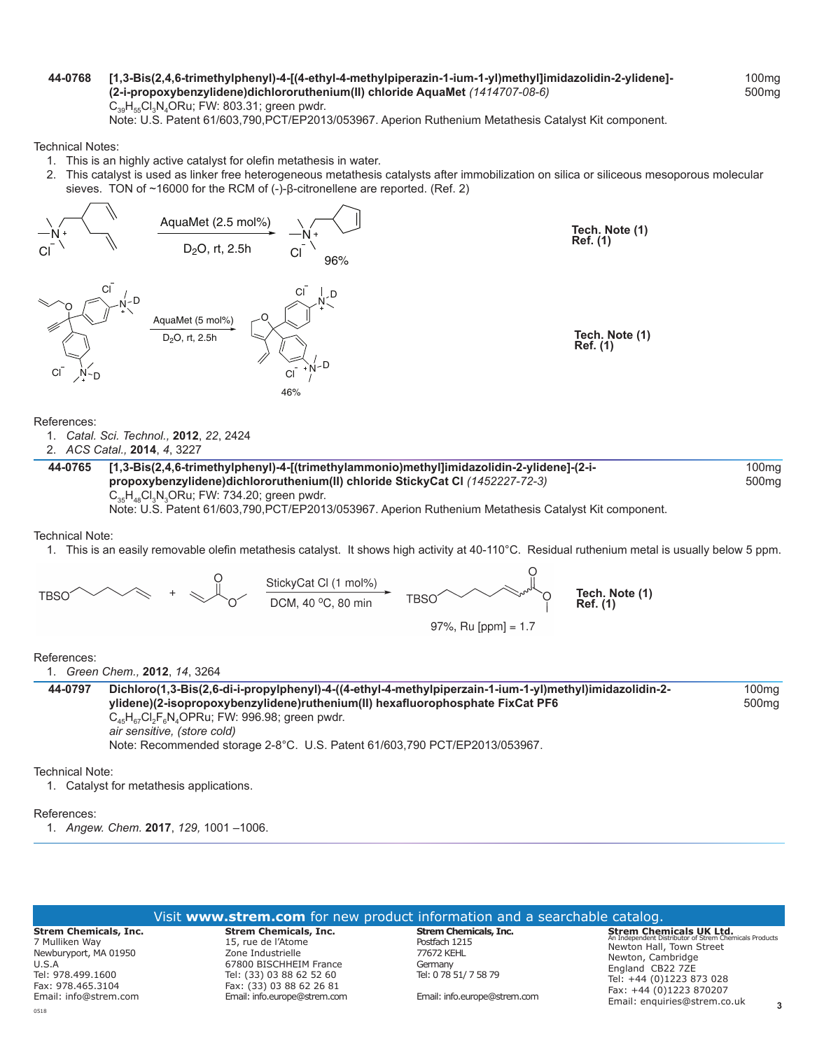**44-0768** **[1,3-Bis(2,4,6-trimethylphenyl)-4-[(4-ethyl-4-methylpiperazin-1-ium-1-yl)methyl]imidazolidin-2-ylidene]-(2-i-propoxybenzylidene)dichlororuthenium(II) chloride AquaMet** *(1414707-08-6)*
$C_{39}H_{55}Cl_3N_4ORu$; FW: 803.31; green pwdr.
Note: U.S. Patent 61/603,790,PCT/EP2013/053967. Aperion Ruthenium Metathesis Catalyst Kit component.

100mg
500mg

Technical Notes:

1. This is an highly active catalyst for olefin metathesis in water.
2. This catalyst is used as linker free heterogeneous metathesis catalysts after immobilization on silica or siliceous mesoporous molecular sieves. TON of ~16000 for the RCM of (-)-β-citronellene are reported. (Ref. 2)

AquaMet (2.5 mol%)
$D_2O$, rt, 2.5h
96%

**Tech. Note (1)**
**Ref. (1)**

AquaMet (5 mol%)
$D_2O$, rt, 2.5h
46%

**Tech. Note (1)**
**Ref. (1)**

References:

1. *Catal. Sci. Technol.*, **2012**, *22*, 2424
2. *ACS Catal.*, **2014**, *4*, 3227

**44-0765** **[1,3-Bis(2,4,6-trimethylphenyl)-4-[(trimethylammonio)methyl]imidazolidin-2-ylidene]-(2-i-propoxybenzylidene)dichlororuthenium(II) chloride StickyCat Cl** *(1452227-72-3)*
$C_{35}H_{48}Cl_3N_3ORu$; FW: 734.20; green pwdr.
Note: U.S. Patent 61/603,790,PCT/EP2013/053967. Aperion Ruthenium Metathesis Catalyst Kit component.

100mg
500mg

Technical Note:

1. This is an easily removable olefin metathesis catalyst. It shows high activity at 40-110°C. Residual ruthenium metal is usually below 5 ppm.

StickyCat Cl (1 mol%)
DCM, 40 °C, 80 min
97%, Ru [ppm] = 1.7

**Tech. Note (1)**
**Ref. (1)**

References:

1. *Green Chem.*, **2012**, *14*, 3264

**44-0797** **Dichloro(1,3-Bis(2,6-di-i-propylphenyl)-4-((4-ethyl-4-methylpiperzain-1-ium-1-yl)methyl)imidazolidin-2-ylidene)(2-isopropoxybenzylidene)ruthenium(II) hexafluorophosphate FixCat PF6**
$C_{45}H_{67}Cl_2F_6N_4OPRu$; FW: 996.98; green pwdr.
*air sensitive, (store cold)*
Note: Recommended storage 2-8°C. U.S. Patent 61/603,790 PCT/EP2013/053967.

100mg
500mg

Technical Note:

1. Catalyst for metathesis applications.

References:

1. *Angew. Chem.* **2017**, *129,* 1001 –1006.